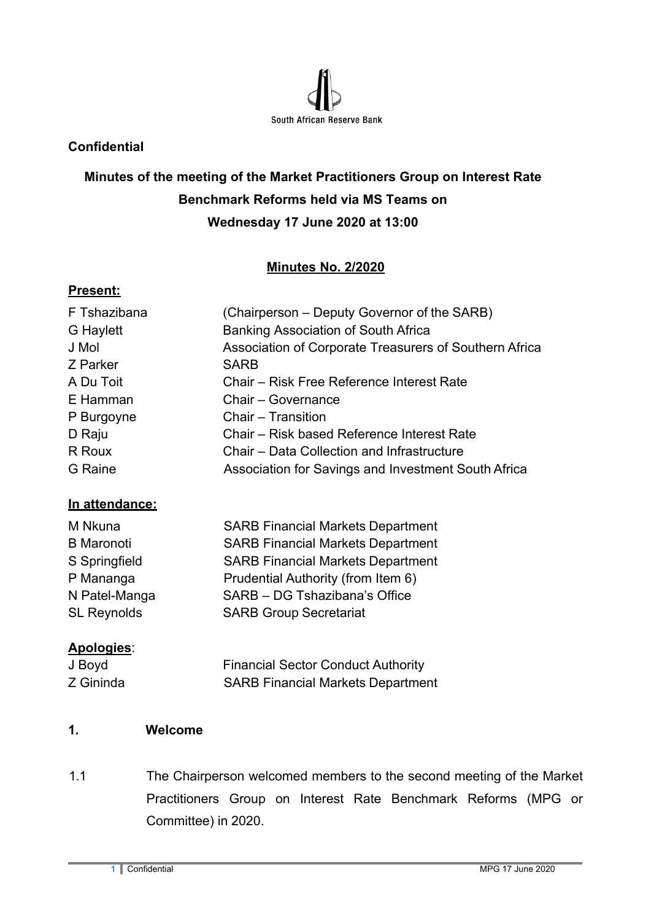South African Reserve Bank

**Confidential**

**Minutes of the meeting of the Market Practitioners Group on Interest Rate Benchmark Reforms held via MS Teams on Wednesday 17 June 2020 at 13:00**

**Minutes No. 2/2020**

**Present:**

| | |
|---|---|
| F Tshazibana | (Chairperson – Deputy Governor of the SARB) |
| G Haylett | Banking Association of South Africa |
| J Mol | Association of Corporate Treasurers of Southern Africa |
| Z Parker | SARB |
| A Du Toit | Chair – Risk Free Reference Interest Rate |
| E Hamman | Chair – Governance |
| P Burgoyne | Chair – Transition |
| D Raju | Chair – Risk based Reference Interest Rate |
| R Roux | Chair – Data Collection and Infrastructure |
| G Raine | Association for Savings and Investment South Africa |

**In attendance:**

| | |
|---|---|
| M Nkuna | SARB Financial Markets Department |
| B Maronoti | SARB Financial Markets Department |
| S Springfield | SARB Financial Markets Department |
| P Mananga | Prudential Authority (from Item 6) |
| N Patel-Manga | SARB – DG Tshazibana's Office |
| SL Reynolds | SARB Group Secretariat |

**Apologies**:

| | |
|---|---|
| J Boyd | Financial Sector Conduct Authority |
| Z Gininda | SARB Financial Markets Department |

**1. Welcome**

1.1 The Chairperson welcomed members to the second meeting of the Market Practitioners Group on Interest Rate Benchmark Reforms (MPG or Committee) in 2020.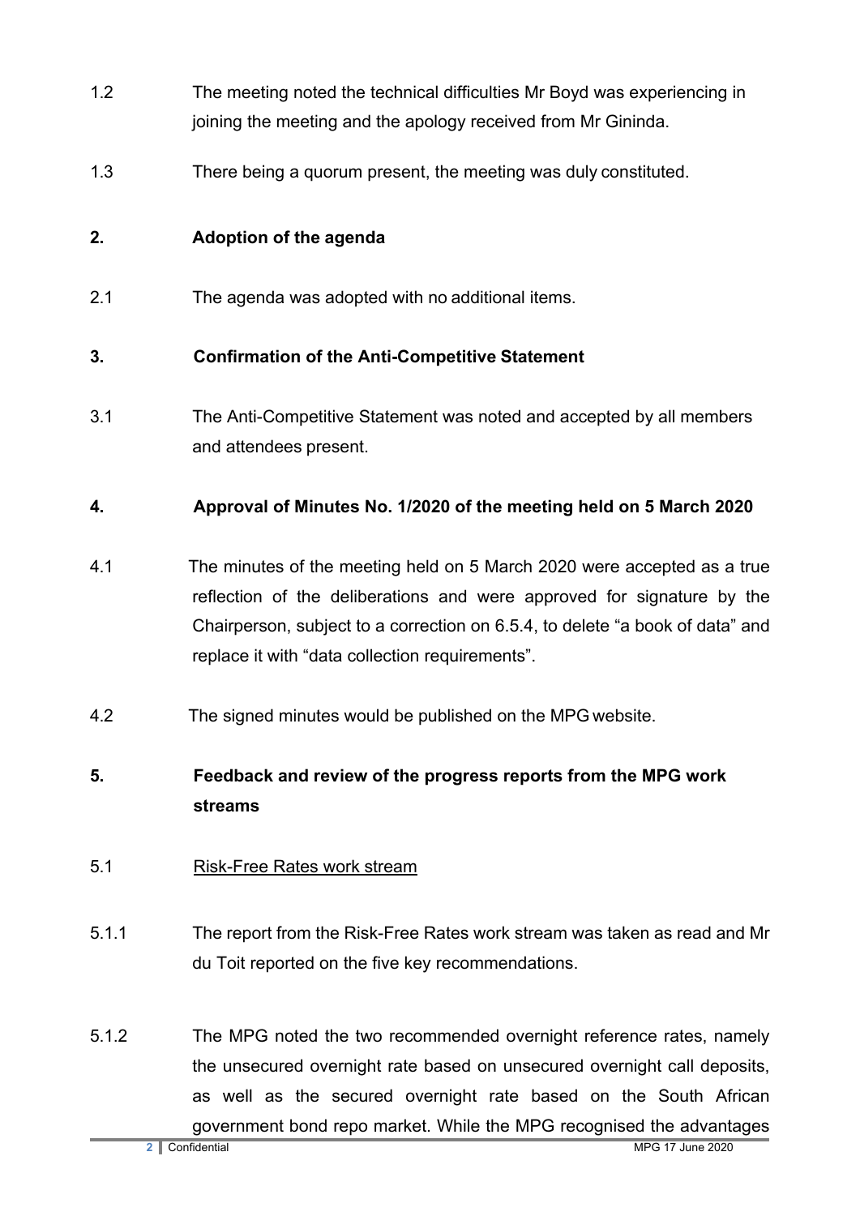1.2 The meeting noted the technical difficulties Mr Boyd was experiencing in joining the meeting and the apology received from Mr Gininda.

1.3 There being a quorum present, the meeting was duly constituted.

## 2. Adoption of the agenda

2.1 The agenda was adopted with no additional items.

## 3. Confirmation of the Anti-Competitive Statement

3.1 The Anti-Competitive Statement was noted and accepted by all members and attendees present.

## 4. Approval of Minutes No. 1/2020 of the meeting held on 5 March 2020

4.1 The minutes of the meeting held on 5 March 2020 were accepted as a true reflection of the deliberations and were approved for signature by the Chairperson, subject to a correction on 6.5.4, to delete "a book of data" and replace it with "data collection requirements".

4.2 The signed minutes would be published on the MPG website.

## 5. Feedback and review of the progress reports from the MPG work streams

5.1 <u>Risk-Free Rates work stream</u>

5.1.1 The report from the Risk-Free Rates work stream was taken as read and Mr du Toit reported on the five key recommendations.

5.1.2 The MPG noted the two recommended overnight reference rates, namely the unsecured overnight rate based on unsecured overnight call deposits, as well as the secured overnight rate based on the South African government bond repo market. While the MPG recognised the advantages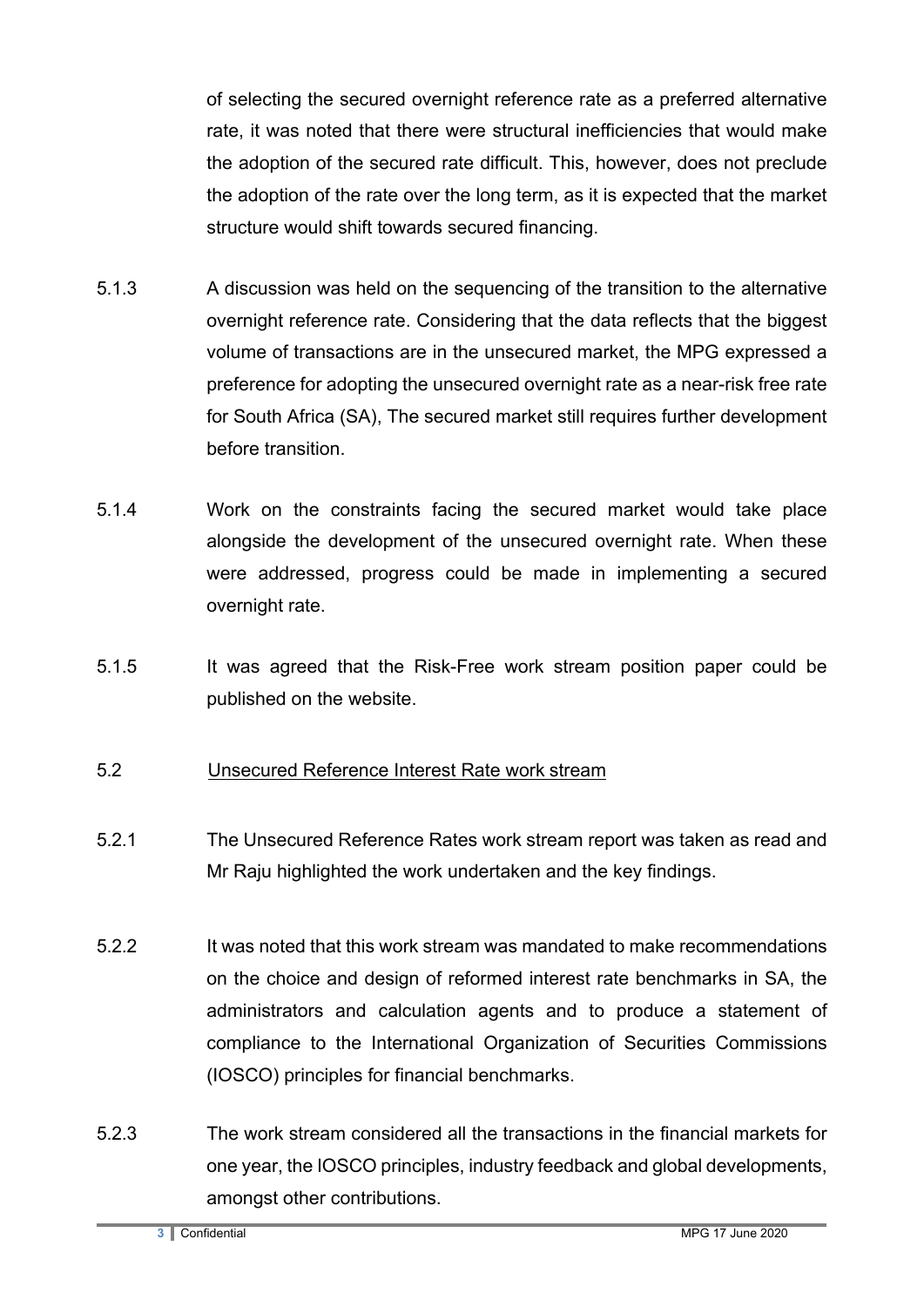of selecting the secured overnight reference rate as a preferred alternative rate, it was noted that there were structural inefficiencies that would make the adoption of the secured rate difficult. This, however, does not preclude the adoption of the rate over the long term, as it is expected that the market structure would shift towards secured financing.

5.1.3 A discussion was held on the sequencing of the transition to the alternative overnight reference rate. Considering that the data reflects that the biggest volume of transactions are in the unsecured market, the MPG expressed a preference for adopting the unsecured overnight rate as a near-risk free rate for South Africa (SA), The secured market still requires further development before transition.

5.1.4 Work on the constraints facing the secured market would take place alongside the development of the unsecured overnight rate. When these were addressed, progress could be made in implementing a secured overnight rate.

5.1.5 It was agreed that the Risk-Free work stream position paper could be published on the website.

5.2 Unsecured Reference Interest Rate work stream

5.2.1 The Unsecured Reference Rates work stream report was taken as read and Mr Raju highlighted the work undertaken and the key findings.

5.2.2 It was noted that this work stream was mandated to make recommendations on the choice and design of reformed interest rate benchmarks in SA, the administrators and calculation agents and to produce a statement of compliance to the International Organization of Securities Commissions (IOSCO) principles for financial benchmarks.

5.2.3 The work stream considered all the transactions in the financial markets for one year, the IOSCO principles, industry feedback and global developments, amongst other contributions.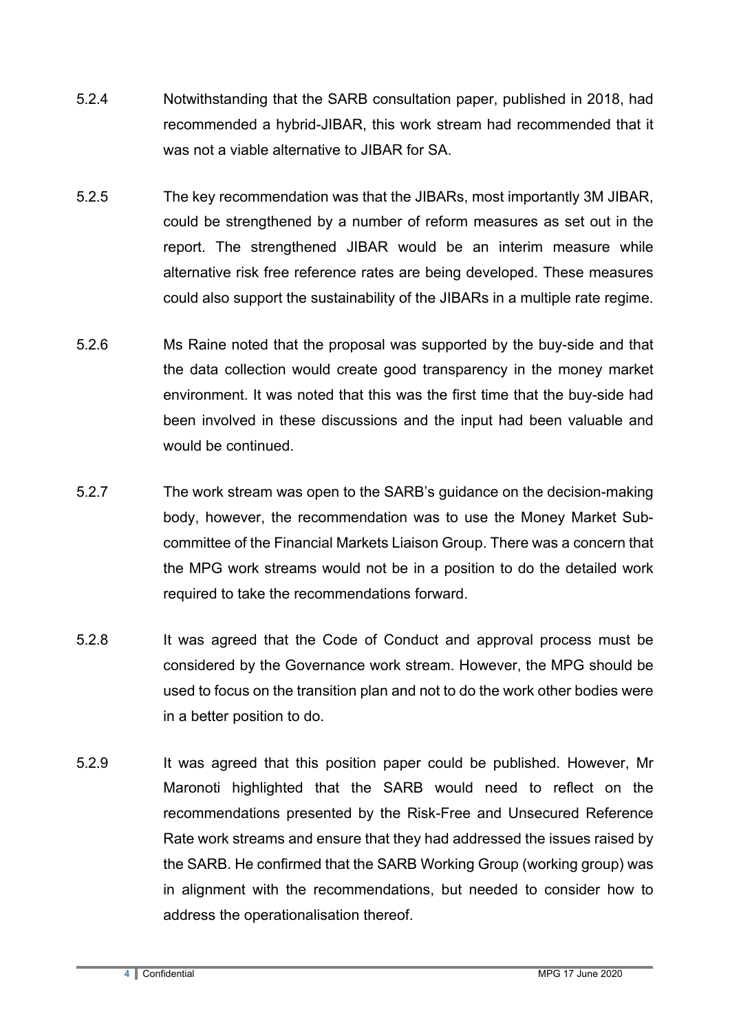5.2.4 Notwithstanding that the SARB consultation paper, published in 2018, had recommended a hybrid-JIBAR, this work stream had recommended that it was not a viable alternative to JIBAR for SA.

5.2.5 The key recommendation was that the JIBARs, most importantly 3M JIBAR, could be strengthened by a number of reform measures as set out in the report. The strengthened JIBAR would be an interim measure while alternative risk free reference rates are being developed. These measures could also support the sustainability of the JIBARs in a multiple rate regime.

5.2.6 Ms Raine noted that the proposal was supported by the buy-side and that the data collection would create good transparency in the money market environment. It was noted that this was the first time that the buy-side had been involved in these discussions and the input had been valuable and would be continued.

5.2.7 The work stream was open to the SARB's guidance on the decision-making body, however, the recommendation was to use the Money Market Sub-committee of the Financial Markets Liaison Group. There was a concern that the MPG work streams would not be in a position to do the detailed work required to take the recommendations forward.

5.2.8 It was agreed that the Code of Conduct and approval process must be considered by the Governance work stream. However, the MPG should be used to focus on the transition plan and not to do the work other bodies were in a better position to do.

5.2.9 It was agreed that this position paper could be published. However, Mr Maronoti highlighted that the SARB would need to reflect on the recommendations presented by the Risk-Free and Unsecured Reference Rate work streams and ensure that they had addressed the issues raised by the SARB. He confirmed that the SARB Working Group (working group) was in alignment with the recommendations, but needed to consider how to address the operationalisation thereof.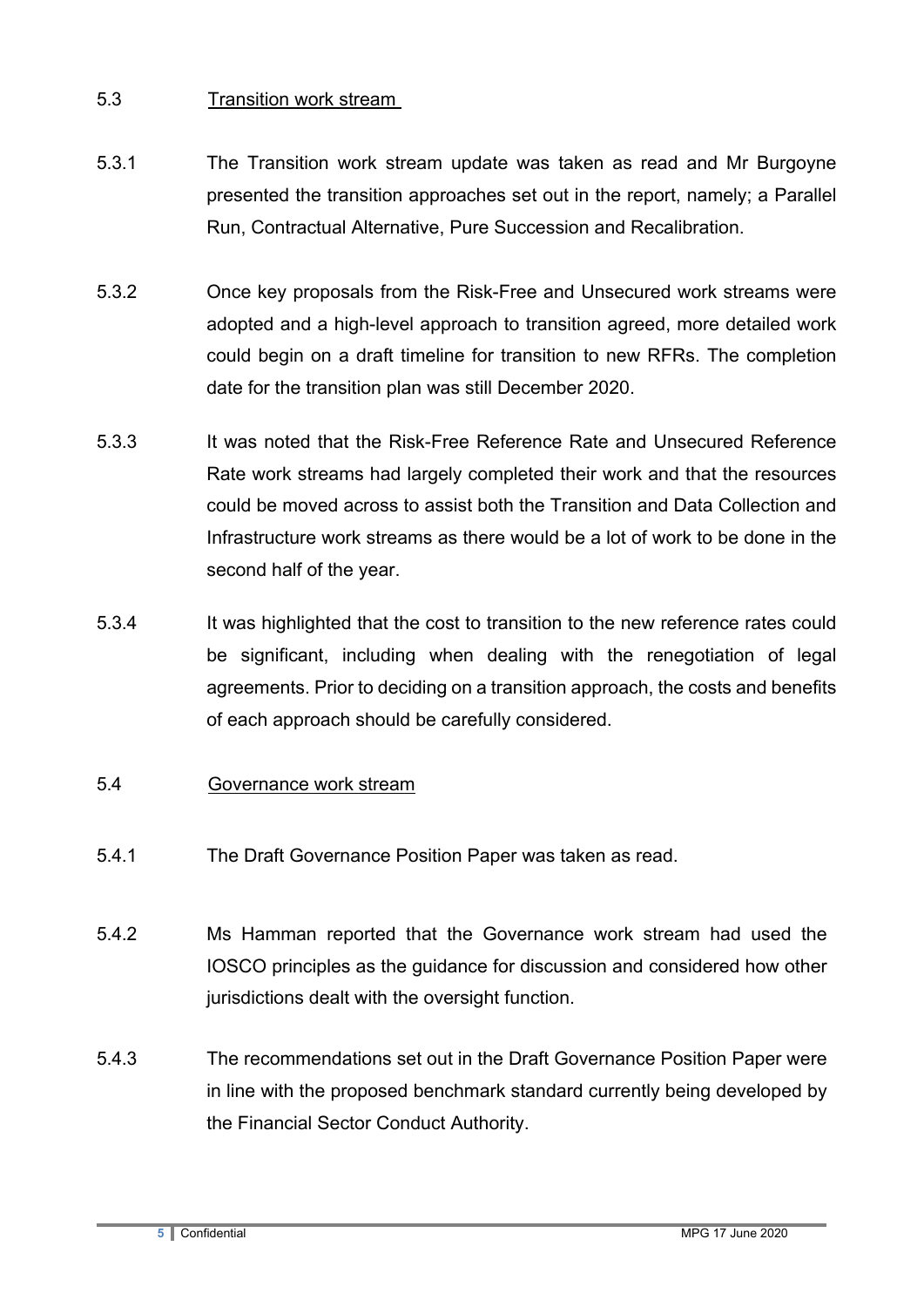## 5.3 Transition work stream

5.3.1 The Transition work stream update was taken as read and Mr Burgoyne presented the transition approaches set out in the report, namely; a Parallel Run, Contractual Alternative, Pure Succession and Recalibration.

5.3.2 Once key proposals from the Risk-Free and Unsecured work streams were adopted and a high-level approach to transition agreed, more detailed work could begin on a draft timeline for transition to new RFRs. The completion date for the transition plan was still December 2020.

5.3.3 It was noted that the Risk-Free Reference Rate and Unsecured Reference Rate work streams had largely completed their work and that the resources could be moved across to assist both the Transition and Data Collection and Infrastructure work streams as there would be a lot of work to be done in the second half of the year.

5.3.4 It was highlighted that the cost to transition to the new reference rates could be significant, including when dealing with the renegotiation of legal agreements. Prior to deciding on a transition approach, the costs and benefits of each approach should be carefully considered.

## 5.4 Governance work stream

5.4.1 The Draft Governance Position Paper was taken as read.

5.4.2 Ms Hamman reported that the Governance work stream had used the IOSCO principles as the guidance for discussion and considered how other jurisdictions dealt with the oversight function.

5.4.3 The recommendations set out in the Draft Governance Position Paper were in line with the proposed benchmark standard currently being developed by the Financial Sector Conduct Authority.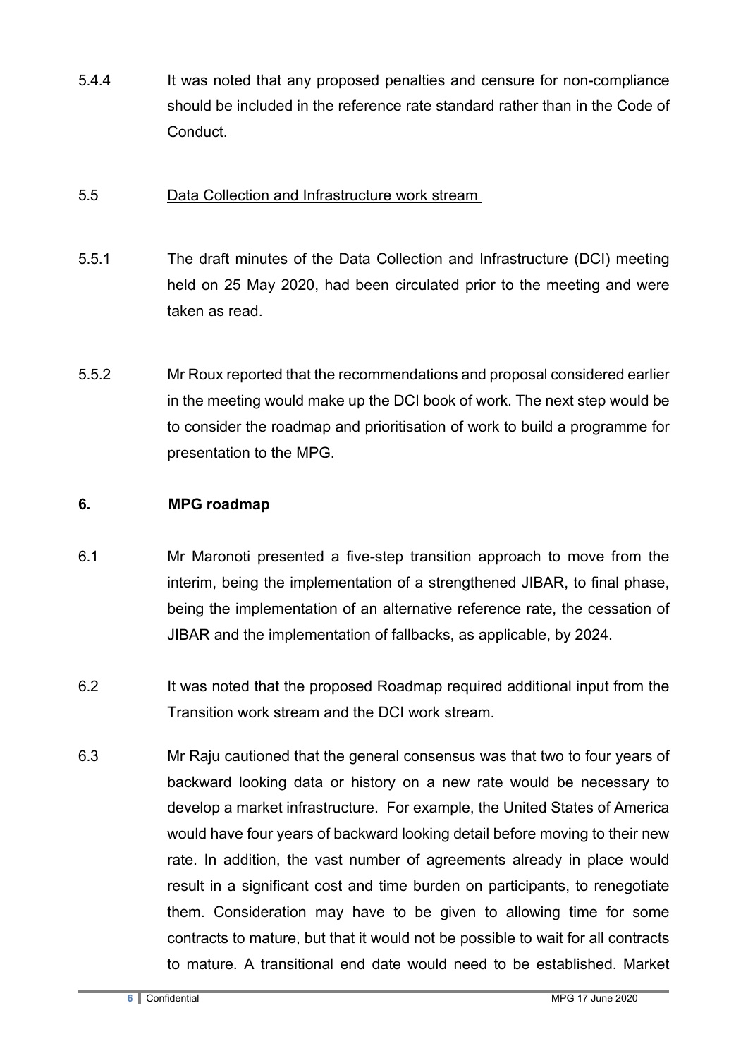5.4.4 It was noted that any proposed penalties and censure for non-compliance should be included in the reference rate standard rather than in the Code of Conduct.

5.5 <u>Data Collection and Infrastructure work stream</u>

5.5.1 The draft minutes of the Data Collection and Infrastructure (DCI) meeting held on 25 May 2020, had been circulated prior to the meeting and were taken as read.

5.5.2 Mr Roux reported that the recommendations and proposal considered earlier in the meeting would make up the DCI book of work. The next step would be to consider the roadmap and prioritisation of work to build a programme for presentation to the MPG.

## 6. MPG roadmap

6.1 Mr Maronoti presented a five-step transition approach to move from the interim, being the implementation of a strengthened JIBAR, to final phase, being the implementation of an alternative reference rate, the cessation of JIBAR and the implementation of fallbacks, as applicable, by 2024.

6.2 It was noted that the proposed Roadmap required additional input from the Transition work stream and the DCI work stream.

6.3 Mr Raju cautioned that the general consensus was that two to four years of backward looking data or history on a new rate would be necessary to develop a market infrastructure. For example, the United States of America would have four years of backward looking detail before moving to their new rate. In addition, the vast number of agreements already in place would result in a significant cost and time burden on participants, to renegotiate them. Consideration may have to be given to allowing time for some contracts to mature, but that it would not be possible to wait for all contracts to mature. A transitional end date would need to be established. Market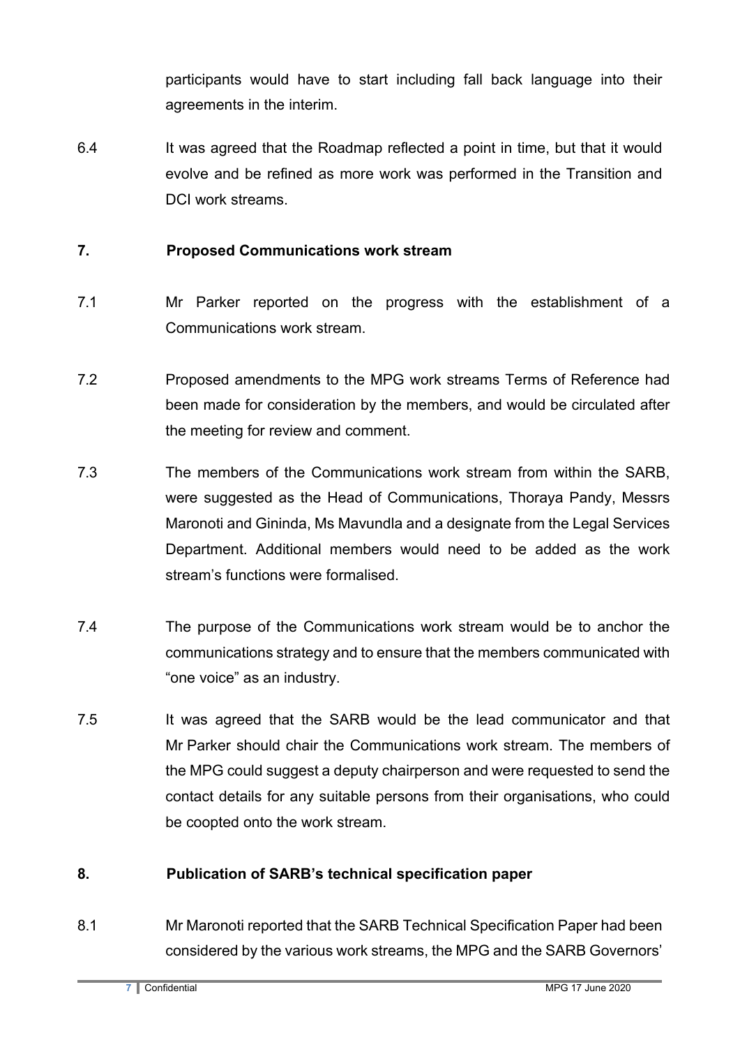participants would have to start including fall back language into their agreements in the interim.

6.4 It was agreed that the Roadmap reflected a point in time, but that it would evolve and be refined as more work was performed in the Transition and DCI work streams.

## 7. Proposed Communications work stream

7.1 Mr Parker reported on the progress with the establishment of a Communications work stream.

7.2 Proposed amendments to the MPG work streams Terms of Reference had been made for consideration by the members, and would be circulated after the meeting for review and comment.

7.3 The members of the Communications work stream from within the SARB, were suggested as the Head of Communications, Thoraya Pandy, Messrs Maronoti and Gininda, Ms Mavundla and a designate from the Legal Services Department. Additional members would need to be added as the work stream's functions were formalised.

7.4 The purpose of the Communications work stream would be to anchor the communications strategy and to ensure that the members communicated with "one voice" as an industry.

7.5 It was agreed that the SARB would be the lead communicator and that Mr Parker should chair the Communications work stream. The members of the MPG could suggest a deputy chairperson and were requested to send the contact details for any suitable persons from their organisations, who could be coopted onto the work stream.

## 8. Publication of SARB's technical specification paper

8.1 Mr Maronoti reported that the SARB Technical Specification Paper had been considered by the various work streams, the MPG and the SARB Governors'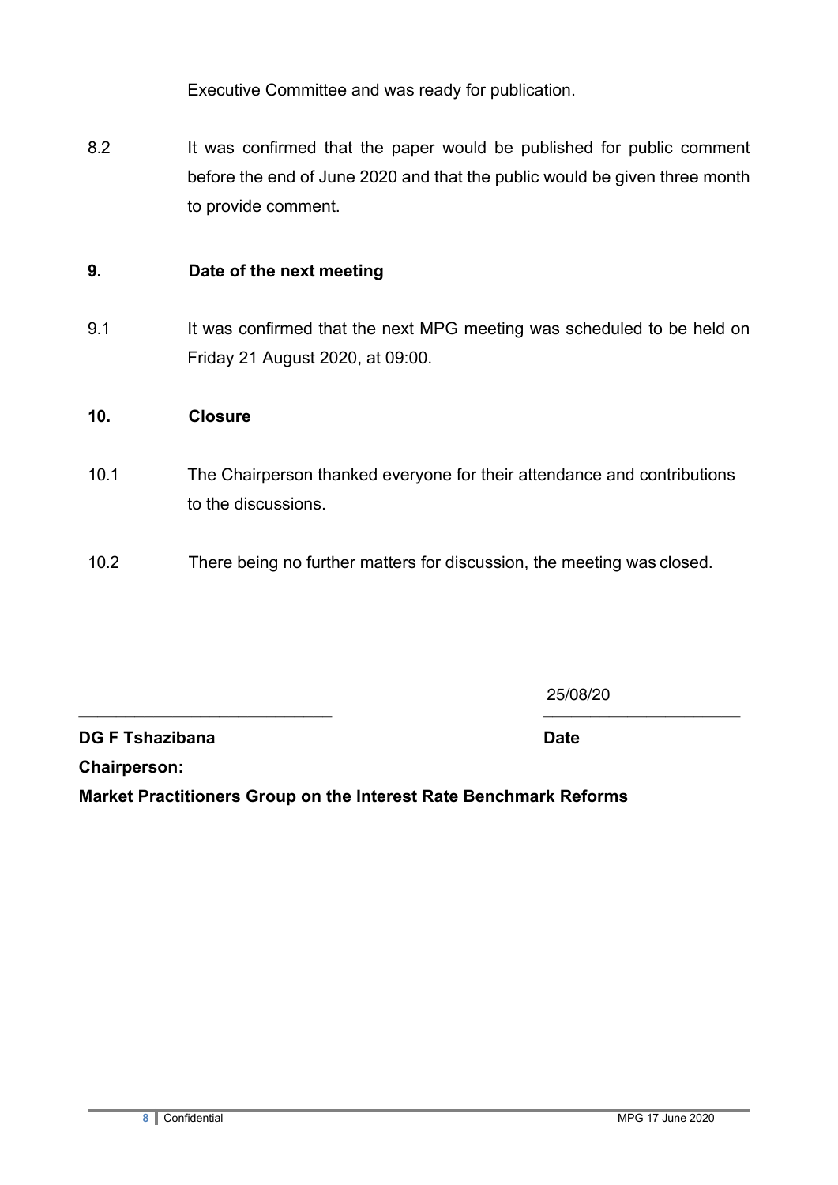Executive Committee and was ready for publication.

8.2 It was confirmed that the paper would be published for public comment before the end of June 2020 and that the public would be given three month to provide comment.

## 9. Date of the next meeting

9.1 It was confirmed that the next MPG meeting was scheduled to be held on Friday 21 August 2020, at 09:00.

## 10. Closure

10.1 The Chairperson thanked everyone for their attendance and contributions to the discussions.

10.2 There being no further matters for discussion, the meeting was closed.

\_\_\_\_\_\_\_\_\_\_\_\_\_\_\_\_\_\_\_\_\_\_\_\_\_\_\_ 25/08/20 \_\_\_\_\_\_\_\_\_\_\_\_\_\_\_\_\_\_\_\_\_\_

**DG F Tshazibana** **Date**

**Chairperson:**

**Market Practitioners Group on the Interest Rate Benchmark Reforms**